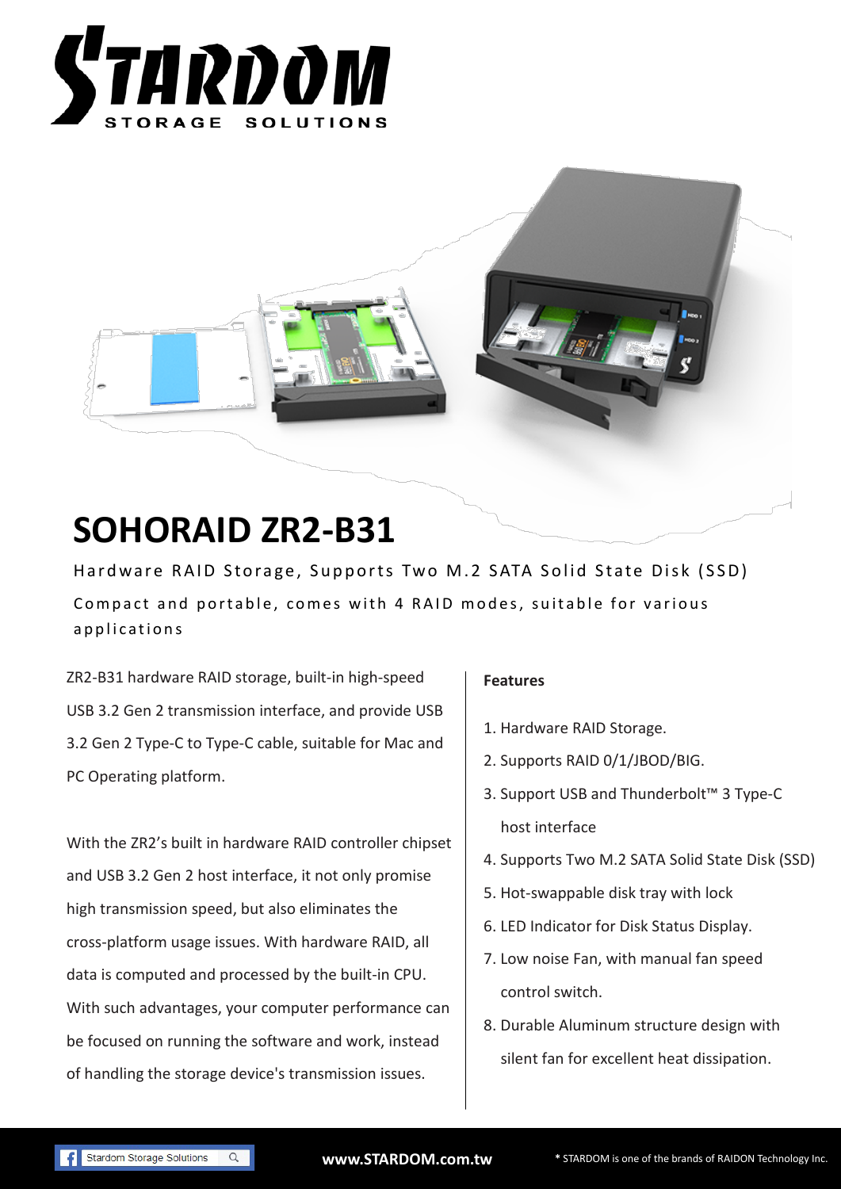STARDOM STORAGE SOLUTIONS

# SOHORAID ZR2-B31

Hardware RAID Storage, Supports Two M.2 SATA Solid State Disk (SSD)

Compact and portable, comes with 4 RAID modes, suitable for various applications

ZR2-B31 hardware RAID storage, built-in high-speed USB 3.2 Gen 2 transmission interface, and provide USB 3.2 Gen 2 Type-C to Type-C cable, suitable for Mac and PC Operating platform.

With the ZR2's built in hardware RAID controller chipset and USB 3.2 Gen 2 host interface, it not only promise high transmission speed, but also eliminates the cross-platform usage issues. With hardware RAID, all data is computed and processed by the built-in CPU. With such advantages, your computer performance can be focused on running the software and work, instead of handling the storage device's transmission issues.

**Features**

1. Hardware RAID Storage.
2. Supports RAID 0/1/JBOD/BIG.
3. Support USB and Thunderbolt™ 3 Type-C host interface
4. Supports Two M.2 SATA Solid State Disk (SSD)
5. Hot-swappable disk tray with lock
6. LED Indicator for Disk Status Display.
7. Low noise Fan, with manual fan speed control switch.
8. Durable Aluminum structure design with silent fan for excellent heat dissipation.

Stardom Storage Solutions

**www.STARDOM.com.tw**

* STARDOM is one of the brands of RAIDON Technology Inc.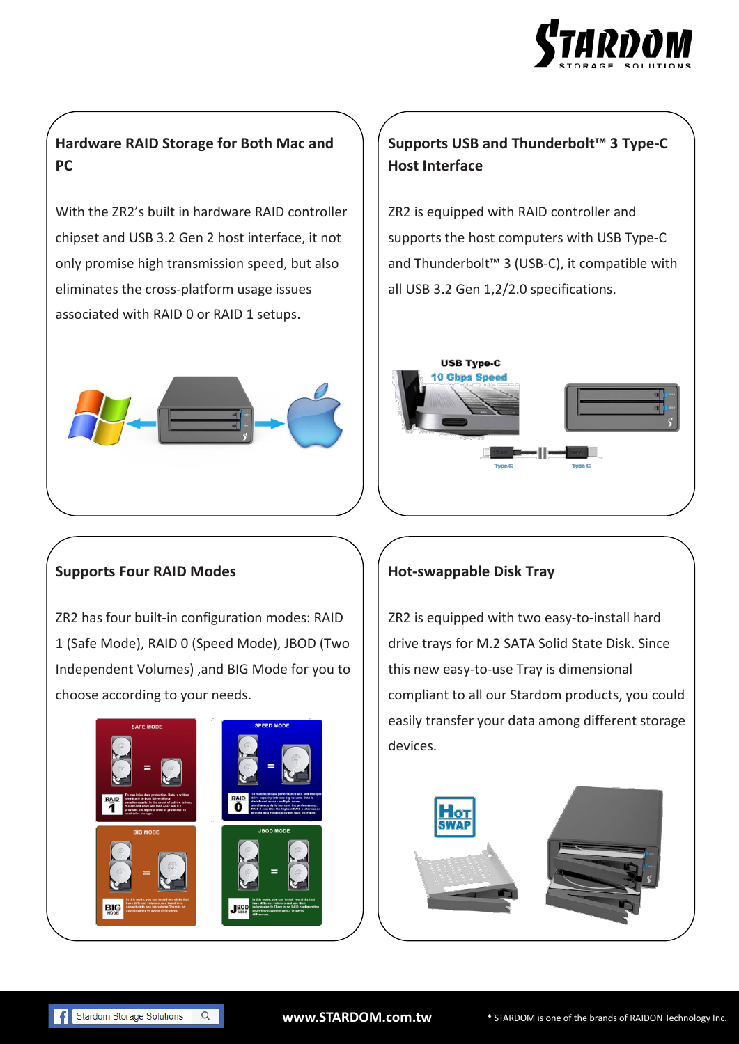## Hardware RAID Storage for Both Mac and PC

With the ZR2's built in hardware RAID controller chipset and USB 3.2 Gen 2 host interface, it not only promise high transmission speed, but also eliminates the cross-platform usage issues associated with RAID 0 or RAID 1 setups.

## Supports USB and Thunderbolt™ 3 Type-C Host Interface

ZR2 is equipped with RAID controller and supports the host computers with USB Type-C and Thunderbolt™ 3 (USB-C), it compatible with all USB 3.2 Gen 1,2/2.0 specifications.

## Supports Four RAID Modes

ZR2 has four built-in configuration modes: RAID 1 (Safe Mode), RAID 0 (Speed Mode), JBOD (Two Independent Volumes) ,and BIG Mode for you to choose according to your needs.

## Hot-swappable Disk Tray

ZR2 is equipped with two easy-to-install hard drive trays for M.2 SATA Solid State Disk. Since this new easy-to-use Tray is dimensional compliant to all our Stardom products, you could easily transfer your data among different storage devices.

www.STARDOM.com.tw

\* STARDOM is one of the brands of RAIDON Technology Inc.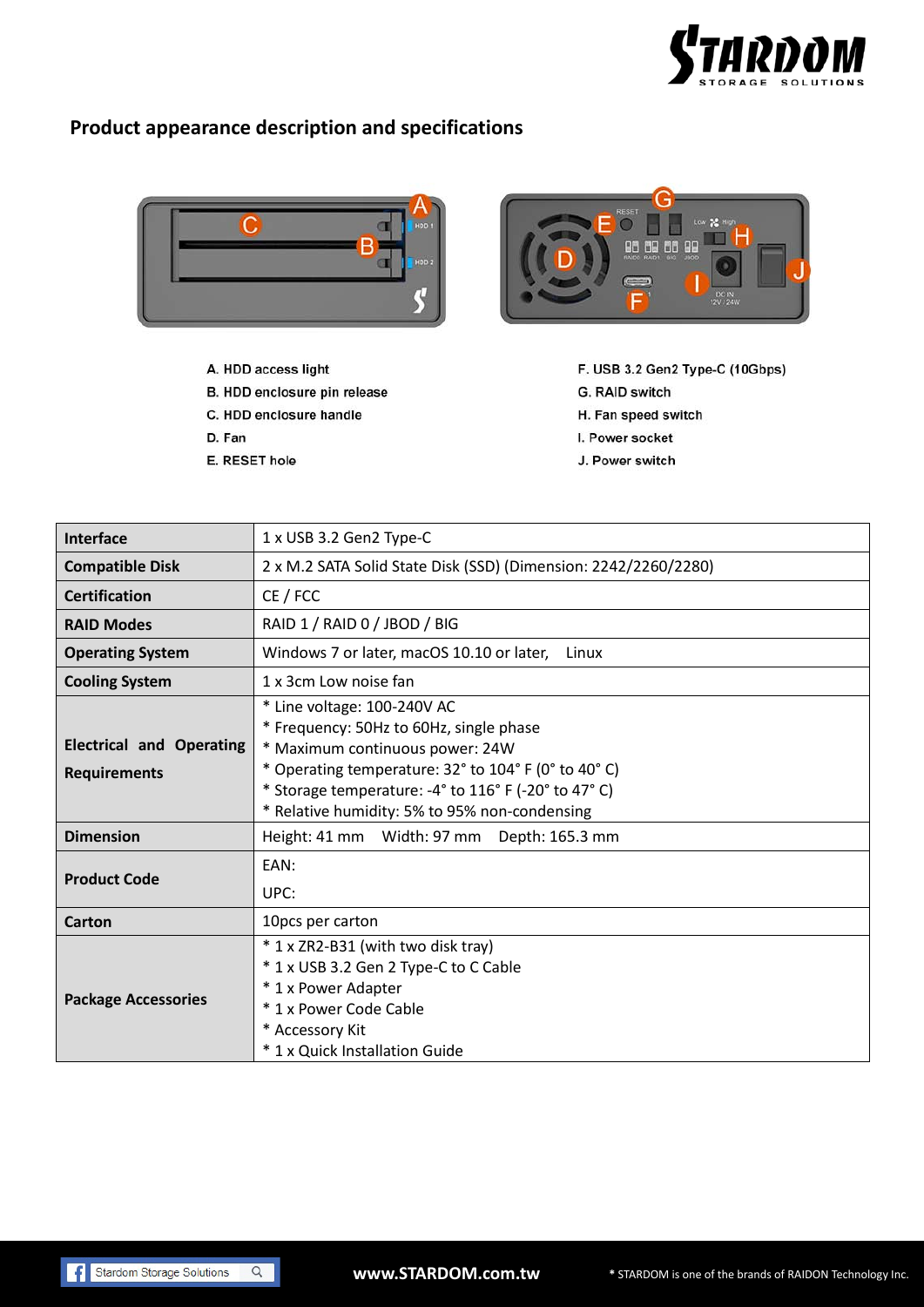## Product appearance description and specifications

A. HDD access light
B. HDD enclosure pin release
C. HDD enclosure handle
D. Fan
E. RESET hole

F. USB 3.2 Gen2 Type-C (10Gbps)
G. RAID switch
H. Fan speed switch
I. Power socket
J. Power switch

| | |
|---|---|
| **Interface** | 1 x USB 3.2 Gen2 Type-C |
| **Compatible Disk** | 2 x M.2 SATA Solid State Disk (SSD) (Dimension: 2242/2260/2280) |
| **Certification** | CE / FCC |
| **RAID Modes** | RAID 1 / RAID 0 / JBOD / BIG |
| **Operating System** | Windows 7 or later, macOS 10.10 or later, Linux |
| **Cooling System** | 1 x 3cm Low noise fan |
| **Electrical and Operating Requirements** | * Line voltage: 100-240V AC<br>* Frequency: 50Hz to 60Hz, single phase<br>* Maximum continuous power: 24W<br>* Operating temperature: 32° to 104° F (0° to 40° C)<br>* Storage temperature: -4° to 116° F (-20° to 47° C)<br>* Relative humidity: 5% to 95% non-condensing |
| **Dimension** | Height: 41 mm Width: 97 mm Depth: 165.3 mm |
| **Product Code** | EAN:<br>UPC: |
| **Carton** | 10pcs per carton |
| **Package Accessories** | * 1 x ZR2-B31 (with two disk tray)<br>* 1 x USB 3.2 Gen 2 Type-C to C Cable<br>* 1 x Power Adapter<br>* 1 x Power Code Cable<br>* Accessory Kit<br>* 1 x Quick Installation Guide |